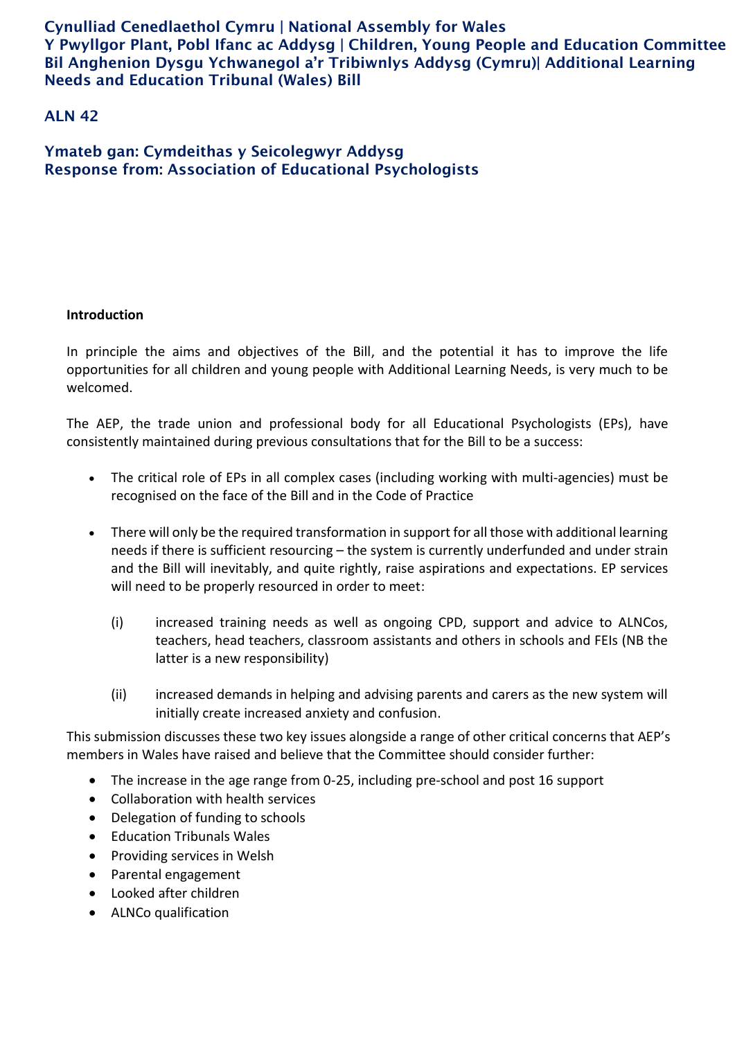**Cynulliad Cenedlaethol Cymru | National Assembly for Wales**
**Y Pwyllgor Plant, Pobl Ifanc ac Addysg | Children, Young People and Education Committee**
**Bil Anghenion Dysgu Ychwanegol a'r Tribiwnlys Addysg (Cymru)| Additional Learning Needs and Education Tribunal (Wales) Bill**

**ALN 42**

**Ymateb gan: Cymdeithas y Seicolegwyr Addysg**
**Response from: Association of Educational Psychologists**

## Introduction

In principle the aims and objectives of the Bill, and the potential it has to improve the life opportunities for all children and young people with Additional Learning Needs, is very much to be welcomed.

The AEP, the trade union and professional body for all Educational Psychologists (EPs), have consistently maintained during previous consultations that for the Bill to be a success:

- The critical role of EPs in all complex cases (including working with multi-agencies) must be recognised on the face of the Bill and in the Code of Practice
- There will only be the required transformation in support for all those with additional learning needs if there is sufficient resourcing – the system is currently underfunded and under strain and the Bill will inevitably, and quite rightly, raise aspirations and expectations. EP services will need to be properly resourced in order to meet:

  (i) increased training needs as well as ongoing CPD, support and advice to ALNCos, teachers, head teachers, classroom assistants and others in schools and FEIs (NB the latter is a new responsibility)

  (ii) increased demands in helping and advising parents and carers as the new system will initially create increased anxiety and confusion.

This submission discusses these two key issues alongside a range of other critical concerns that AEP's members in Wales have raised and believe that the Committee should consider further:

- The increase in the age range from 0-25, including pre-school and post 16 support
- Collaboration with health services
- Delegation of funding to schools
- Education Tribunals Wales
- Providing services in Welsh
- Parental engagement
- Looked after children
- ALNCo qualification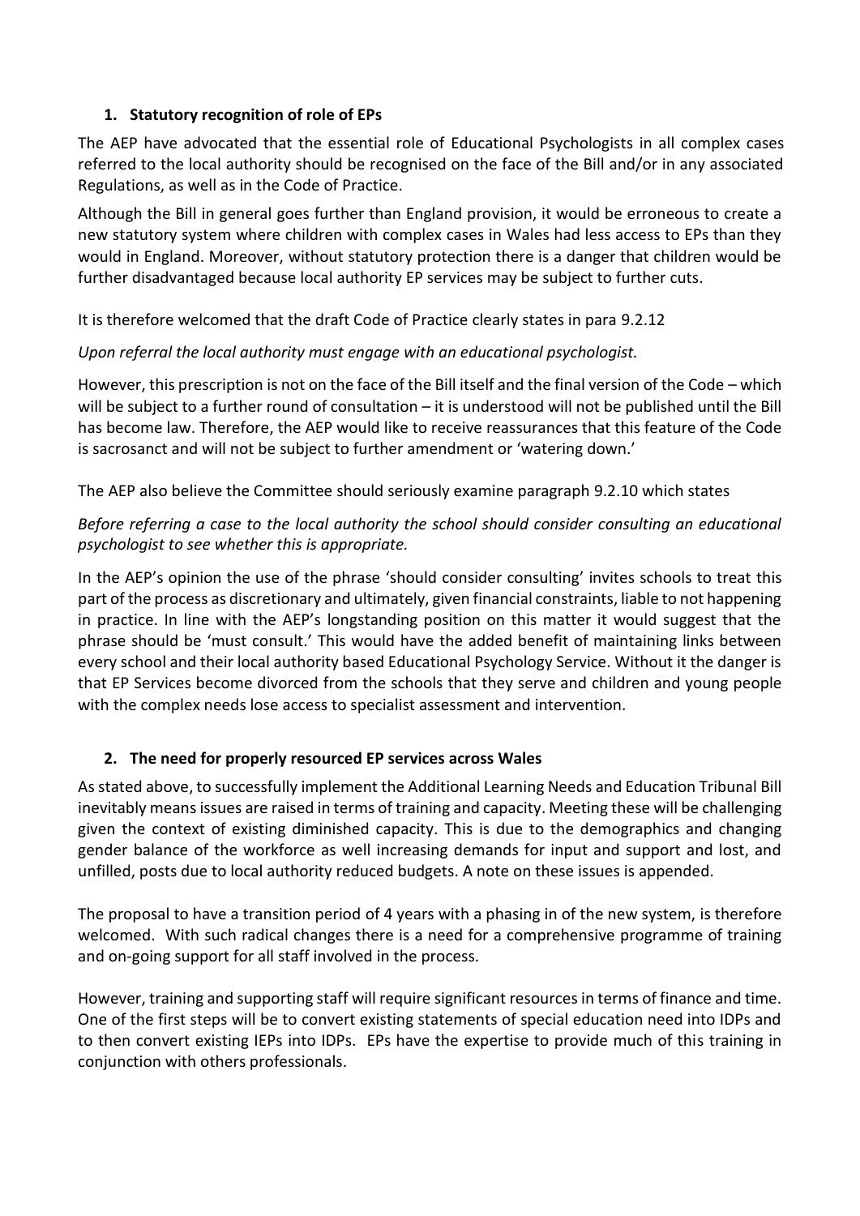## 1. Statutory recognition of role of EPs

The AEP have advocated that the essential role of Educational Psychologists in all complex cases referred to the local authority should be recognised on the face of the Bill and/or in any associated Regulations, as well as in the Code of Practice.

Although the Bill in general goes further than England provision, it would be erroneous to create a new statutory system where children with complex cases in Wales had less access to EPs than they would in England. Moreover, without statutory protection there is a danger that children would be further disadvantaged because local authority EP services may be subject to further cuts.

It is therefore welcomed that the draft Code of Practice clearly states in para 9.2.12

*Upon referral the local authority must engage with an educational psychologist.*

However, this prescription is not on the face of the Bill itself and the final version of the Code – which will be subject to a further round of consultation – it is understood will not be published until the Bill has become law. Therefore, the AEP would like to receive reassurances that this feature of the Code is sacrosanct and will not be subject to further amendment or 'watering down.'

The AEP also believe the Committee should seriously examine paragraph 9.2.10 which states

*Before referring a case to the local authority the school should consider consulting an educational psychologist to see whether this is appropriate.*

In the AEP's opinion the use of the phrase 'should consider consulting' invites schools to treat this part of the process as discretionary and ultimately, given financial constraints, liable to not happening in practice. In line with the AEP's longstanding position on this matter it would suggest that the phrase should be 'must consult.' This would have the added benefit of maintaining links between every school and their local authority based Educational Psychology Service. Without it the danger is that EP Services become divorced from the schools that they serve and children and young people with the complex needs lose access to specialist assessment and intervention.

## 2. The need for properly resourced EP services across Wales

As stated above, to successfully implement the Additional Learning Needs and Education Tribunal Bill inevitably means issues are raised in terms of training and capacity. Meeting these will be challenging given the context of existing diminished capacity. This is due to the demographics and changing gender balance of the workforce as well increasing demands for input and support and lost, and unfilled, posts due to local authority reduced budgets. A note on these issues is appended.

The proposal to have a transition period of 4 years with a phasing in of the new system, is therefore welcomed. With such radical changes there is a need for a comprehensive programme of training and on-going support for all staff involved in the process.

However, training and supporting staff will require significant resources in terms of finance and time. One of the first steps will be to convert existing statements of special education need into IDPs and to then convert existing IEPs into IDPs. EPs have the expertise to provide much of this training in conjunction with others professionals.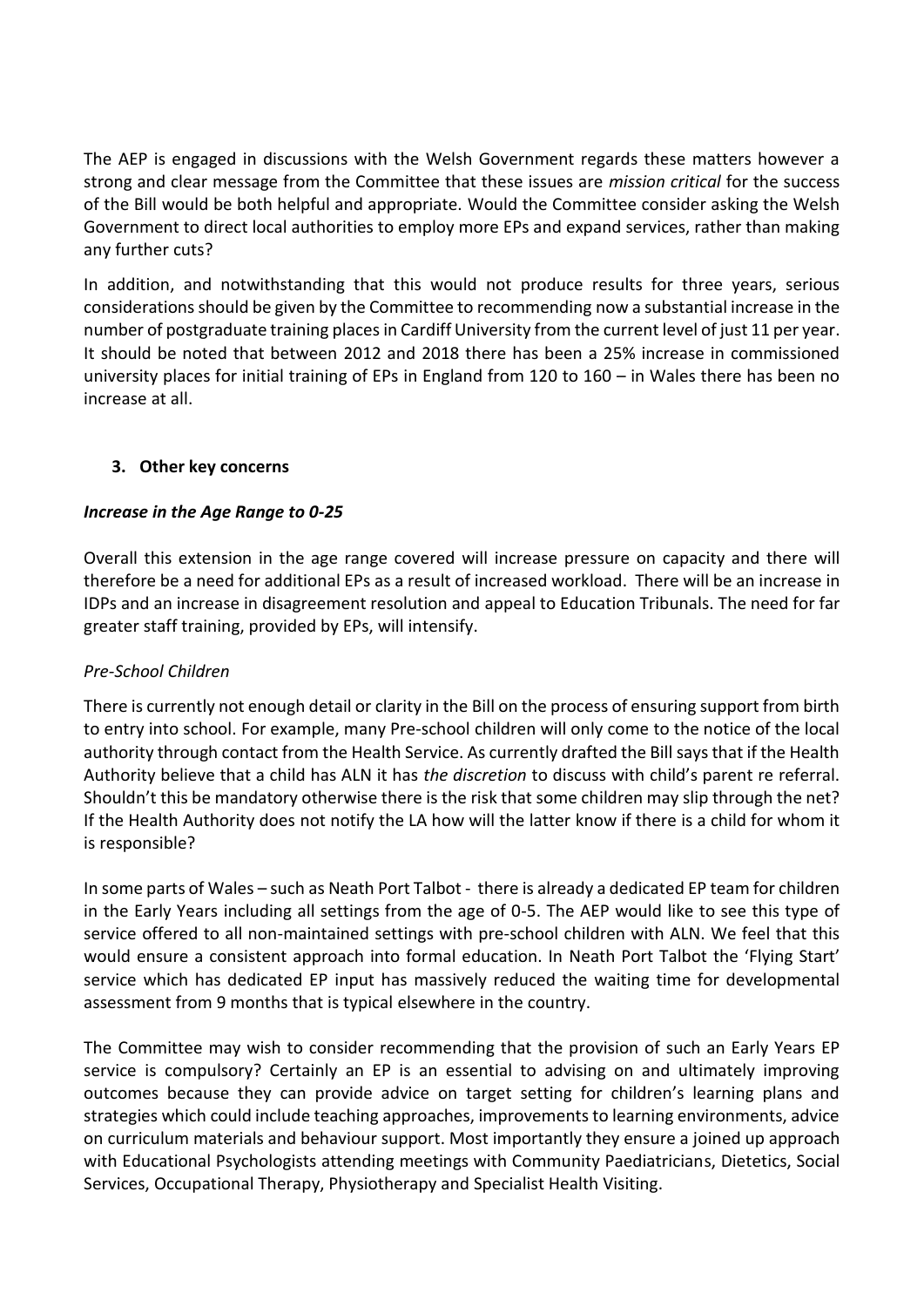The AEP is engaged in discussions with the Welsh Government regards these matters however a strong and clear message from the Committee that these issues are *mission critical* for the success of the Bill would be both helpful and appropriate. Would the Committee consider asking the Welsh Government to direct local authorities to employ more EPs and expand services, rather than making any further cuts?

In addition, and notwithstanding that this would not produce results for three years, serious considerations should be given by the Committee to recommending now a substantial increase in the number of postgraduate training places in Cardiff University from the current level of just 11 per year. It should be noted that between 2012 and 2018 there has been a 25% increase in commissioned university places for initial training of EPs in England from 120 to 160 – in Wales there has been no increase at all.

## 3. Other key concerns

### *Increase in the Age Range to 0-25*

Overall this extension in the age range covered will increase pressure on capacity and there will therefore be a need for additional EPs as a result of increased workload. There will be an increase in IDPs and an increase in disagreement resolution and appeal to Education Tribunals. The need for far greater staff training, provided by EPs, will intensify.

#### *Pre-School Children*

There is currently not enough detail or clarity in the Bill on the process of ensuring support from birth to entry into school. For example, many Pre-school children will only come to the notice of the local authority through contact from the Health Service. As currently drafted the Bill says that if the Health Authority believe that a child has ALN it has *the discretion* to discuss with child's parent re referral. Shouldn't this be mandatory otherwise there is the risk that some children may slip through the net? If the Health Authority does not notify the LA how will the latter know if there is a child for whom it is responsible?

In some parts of Wales – such as Neath Port Talbot - there is already a dedicated EP team for children in the Early Years including all settings from the age of 0-5. The AEP would like to see this type of service offered to all non-maintained settings with pre-school children with ALN. We feel that this would ensure a consistent approach into formal education. In Neath Port Talbot the 'Flying Start' service which has dedicated EP input has massively reduced the waiting time for developmental assessment from 9 months that is typical elsewhere in the country.

The Committee may wish to consider recommending that the provision of such an Early Years EP service is compulsory? Certainly an EP is an essential to advising on and ultimately improving outcomes because they can provide advice on target setting for children's learning plans and strategies which could include teaching approaches, improvements to learning environments, advice on curriculum materials and behaviour support. Most importantly they ensure a joined up approach with Educational Psychologists attending meetings with Community Paediatricians, Dietetics, Social Services, Occupational Therapy, Physiotherapy and Specialist Health Visiting.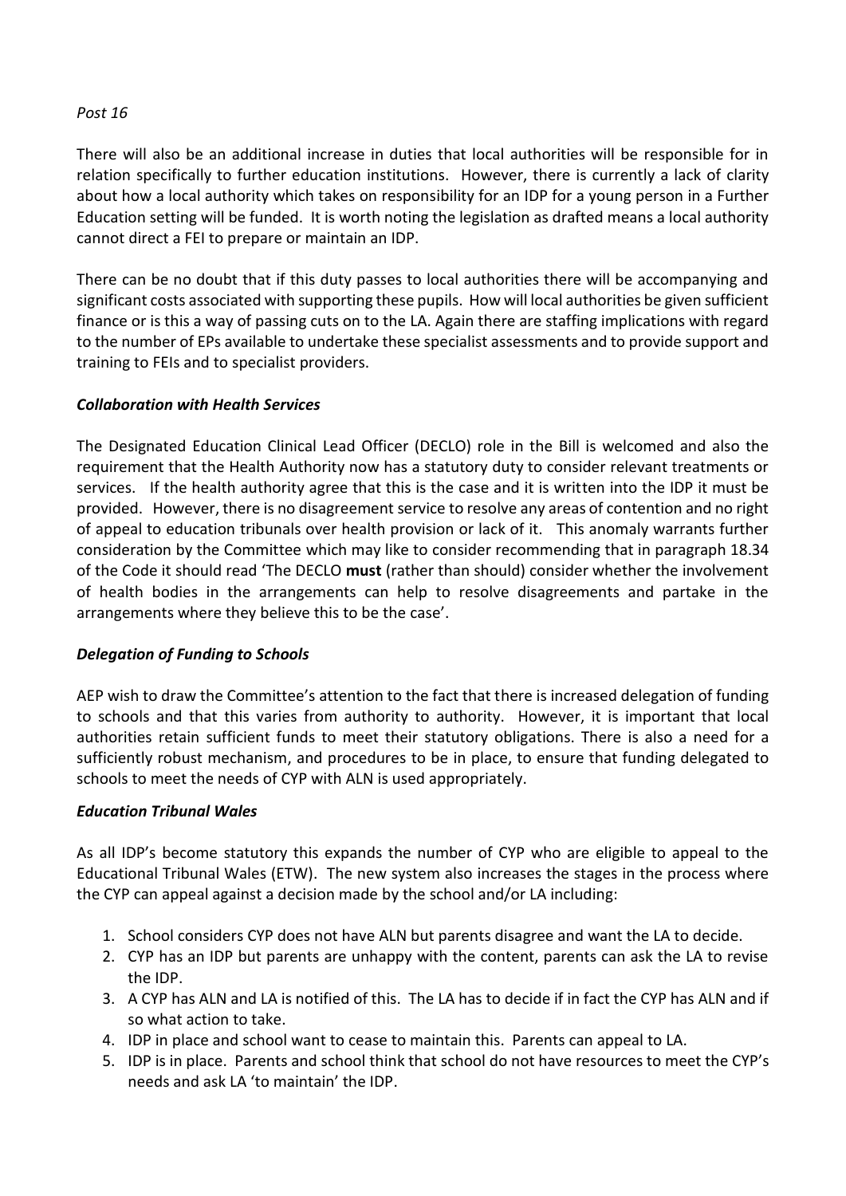*Post 16*

There will also be an additional increase in duties that local authorities will be responsible for in relation specifically to further education institutions. However, there is currently a lack of clarity about how a local authority which takes on responsibility for an IDP for a young person in a Further Education setting will be funded. It is worth noting the legislation as drafted means a local authority cannot direct a FEI to prepare or maintain an IDP.

There can be no doubt that if this duty passes to local authorities there will be accompanying and significant costs associated with supporting these pupils. How will local authorities be given sufficient finance or is this a way of passing cuts on to the LA. Again there are staffing implications with regard to the number of EPs available to undertake these specialist assessments and to provide support and training to FEIs and to specialist providers.

***Collaboration with Health Services***

The Designated Education Clinical Lead Officer (DECLO) role in the Bill is welcomed and also the requirement that the Health Authority now has a statutory duty to consider relevant treatments or services. If the health authority agree that this is the case and it is written into the IDP it must be provided. However, there is no disagreement service to resolve any areas of contention and no right of appeal to education tribunals over health provision or lack of it. This anomaly warrants further consideration by the Committee which may like to consider recommending that in paragraph 18.34 of the Code it should read 'The DECLO **must** (rather than should) consider whether the involvement of health bodies in the arrangements can help to resolve disagreements and partake in the arrangements where they believe this to be the case'.

***Delegation of Funding to Schools***

AEP wish to draw the Committee's attention to the fact that there is increased delegation of funding to schools and that this varies from authority to authority. However, it is important that local authorities retain sufficient funds to meet their statutory obligations. There is also a need for a sufficiently robust mechanism, and procedures to be in place, to ensure that funding delegated to schools to meet the needs of CYP with ALN is used appropriately.

***Education Tribunal Wales***

As all IDP's become statutory this expands the number of CYP who are eligible to appeal to the Educational Tribunal Wales (ETW). The new system also increases the stages in the process where the CYP can appeal against a decision made by the school and/or LA including:

1. School considers CYP does not have ALN but parents disagree and want the LA to decide.
2. CYP has an IDP but parents are unhappy with the content, parents can ask the LA to revise the IDP.
3. A CYP has ALN and LA is notified of this. The LA has to decide if in fact the CYP has ALN and if so what action to take.
4. IDP in place and school want to cease to maintain this. Parents can appeal to LA.
5. IDP is in place. Parents and school think that school do not have resources to meet the CYP's needs and ask LA 'to maintain' the IDP.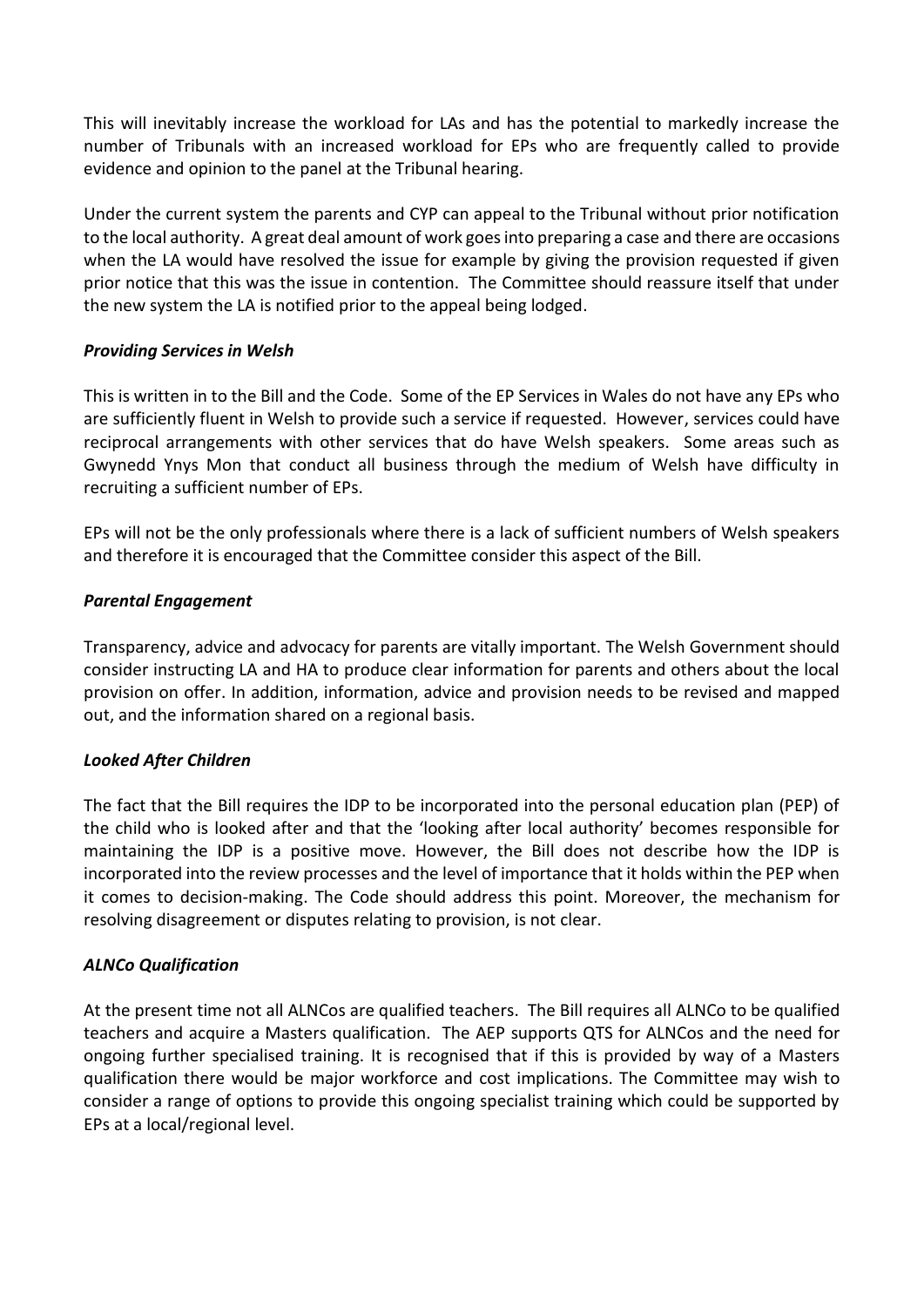This will inevitably increase the workload for LAs and has the potential to markedly increase the number of Tribunals with an increased workload for EPs who are frequently called to provide evidence and opinion to the panel at the Tribunal hearing.

Under the current system the parents and CYP can appeal to the Tribunal without prior notification to the local authority. A great deal amount of work goes into preparing a case and there are occasions when the LA would have resolved the issue for example by giving the provision requested if given prior notice that this was the issue in contention. The Committee should reassure itself that under the new system the LA is notified prior to the appeal being lodged.

***Providing Services in Welsh***

This is written in to the Bill and the Code. Some of the EP Services in Wales do not have any EPs who are sufficiently fluent in Welsh to provide such a service if requested. However, services could have reciprocal arrangements with other services that do have Welsh speakers. Some areas such as Gwynedd Ynys Mon that conduct all business through the medium of Welsh have difficulty in recruiting a sufficient number of EPs.

EPs will not be the only professionals where there is a lack of sufficient numbers of Welsh speakers and therefore it is encouraged that the Committee consider this aspect of the Bill.

***Parental Engagement***

Transparency, advice and advocacy for parents are vitally important. The Welsh Government should consider instructing LA and HA to produce clear information for parents and others about the local provision on offer. In addition, information, advice and provision needs to be revised and mapped out, and the information shared on a regional basis.

***Looked After Children***

The fact that the Bill requires the IDP to be incorporated into the personal education plan (PEP) of the child who is looked after and that the 'looking after local authority' becomes responsible for maintaining the IDP is a positive move. However, the Bill does not describe how the IDP is incorporated into the review processes and the level of importance that it holds within the PEP when it comes to decision-making. The Code should address this point. Moreover, the mechanism for resolving disagreement or disputes relating to provision, is not clear.

***ALNCo Qualification***

At the present time not all ALNCos are qualified teachers. The Bill requires all ALNCo to be qualified teachers and acquire a Masters qualification. The AEP supports QTS for ALNCos and the need for ongoing further specialised training. It is recognised that if this is provided by way of a Masters qualification there would be major workforce and cost implications. The Committee may wish to consider a range of options to provide this ongoing specialist training which could be supported by EPs at a local/regional level.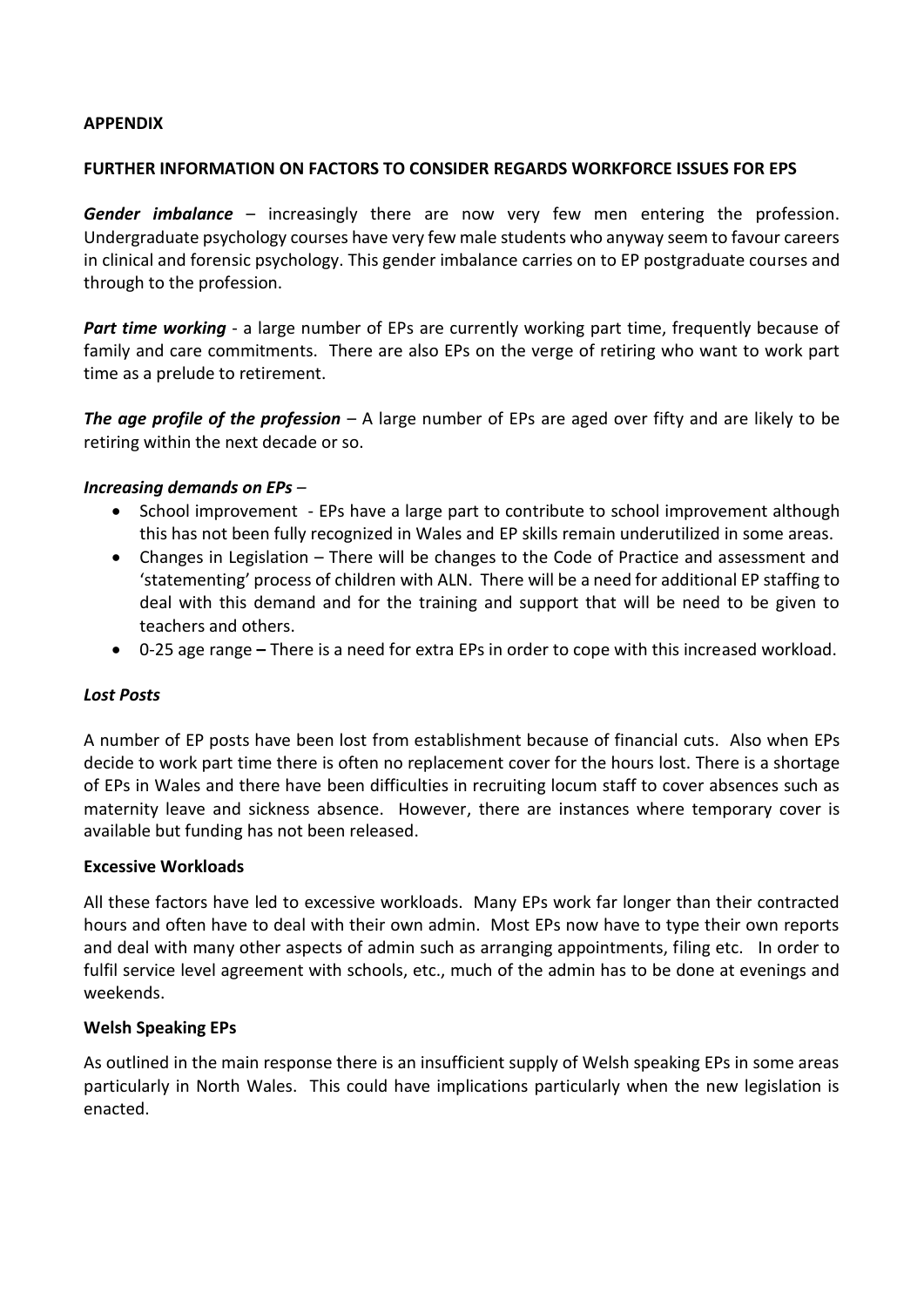**APPENDIX**

**FURTHER INFORMATION ON FACTORS TO CONSIDER REGARDS WORKFORCE ISSUES FOR EPS**

***Gender imbalance*** – increasingly there are now very few men entering the profession. Undergraduate psychology courses have very few male students who anyway seem to favour careers in clinical and forensic psychology. This gender imbalance carries on to EP postgraduate courses and through to the profession.

***Part time working*** - a large number of EPs are currently working part time, frequently because of family and care commitments. There are also EPs on the verge of retiring who want to work part time as a prelude to retirement.

***The age profile of the profession*** – A large number of EPs are aged over fifty and are likely to be retiring within the next decade or so.

***Increasing demands on EPs*** –

- School improvement - EPs have a large part to contribute to school improvement although this has not been fully recognized in Wales and EP skills remain underutilized in some areas.
- Changes in Legislation – There will be changes to the Code of Practice and assessment and 'statementing' process of children with ALN. There will be a need for additional EP staffing to deal with this demand and for the training and support that will be need to be given to teachers and others.
- 0-25 age range **–** There is a need for extra EPs in order to cope with this increased workload.

***Lost Posts***

A number of EP posts have been lost from establishment because of financial cuts. Also when EPs decide to work part time there is often no replacement cover for the hours lost. There is a shortage of EPs in Wales and there have been difficulties in recruiting locum staff to cover absences such as maternity leave and sickness absence. However, there are instances where temporary cover is available but funding has not been released.

**Excessive Workloads**

All these factors have led to excessive workloads. Many EPs work far longer than their contracted hours and often have to deal with their own admin. Most EPs now have to type their own reports and deal with many other aspects of admin such as arranging appointments, filing etc. In order to fulfil service level agreement with schools, etc., much of the admin has to be done at evenings and weekends.

**Welsh Speaking EPs**

As outlined in the main response there is an insufficient supply of Welsh speaking EPs in some areas particularly in North Wales. This could have implications particularly when the new legislation is enacted.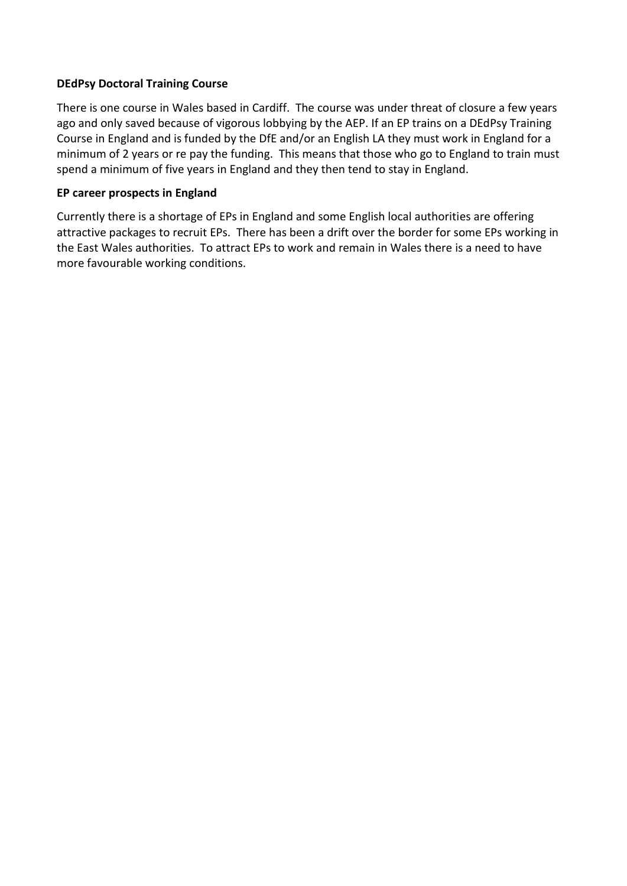**DEdPsy Doctoral Training Course**

There is one course in Wales based in Cardiff. The course was under threat of closure a few years ago and only saved because of vigorous lobbying by the AEP. If an EP trains on a DEdPsy Training Course in England and is funded by the DfE and/or an English LA they must work in England for a minimum of 2 years or re pay the funding. This means that those who go to England to train must spend a minimum of five years in England and they then tend to stay in England.

**EP career prospects in England**

Currently there is a shortage of EPs in England and some English local authorities are offering attractive packages to recruit EPs. There has been a drift over the border for some EPs working in the East Wales authorities. To attract EPs to work and remain in Wales there is a need to have more favourable working conditions.